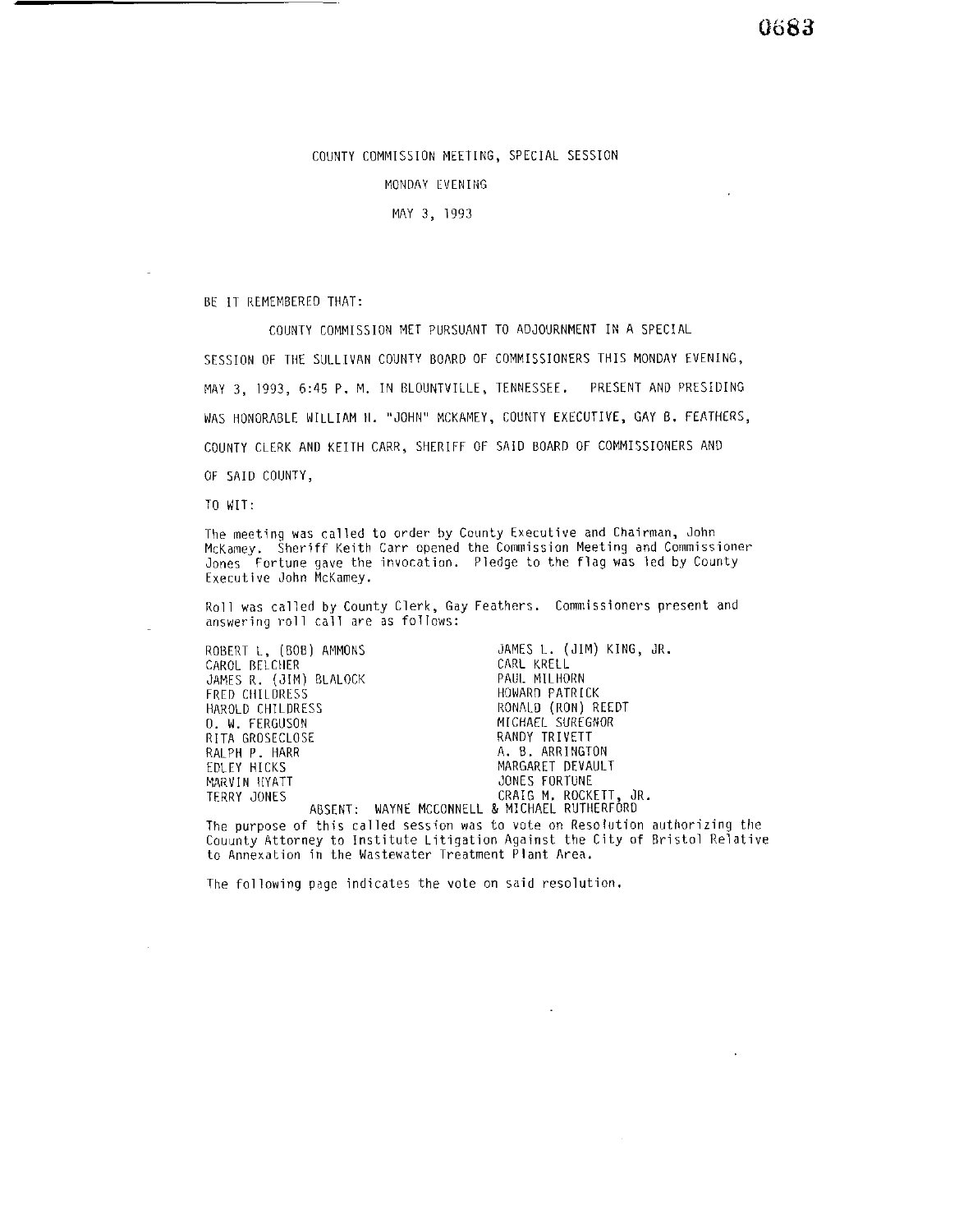COUNTY COMMISSION MEETING, SPECIAL SESSION

MONDAY EVENING

MAY 3, 1993

BE IT REMEMBERED THAT:

COUNTY COMMISSION MET PURSUANT TO ADJOURNMENT IN A SPECIAL SESSION OF THE SULLIVAN COUNTY BOARD OF COMMISSIONERS THIS MONDAY EVENING, MAY 3, 1993, 6:45 P. M. IN BLOUNTVILLE, TENNESSEE. PRESENT AND PRESIDING WAS HONORABLE WILLIAM H. "JOHN" MCKAMEY, COUNTY EXECUTIVE, GAY B. FEATHERS, COUNTY CLERK AND KEITH CARR, SHERIFF OF SAID BOARD OF COMMISSIONERS AND OF SAID COUNTY,

TO WIT:

The meeting was called to order by County Executive and Chairman, John McKamey. Sheriff Keith Carr opened the Commission Meeting and Commissioner Jones Fortune gave the invocation. Pledge to the flag was led by County Executive John McKamey.

Roll was called by County Clerk, Gay Feathers. Commissioners present and answering roll call are as follows:

| | |
|---|---|
| ROBERT L. (BOB) AMMONS | JAMES L. (JIM) KING, JR. |
| CAROL BELCHER | CARL KRELL |
| JAMES R. (JIM) BLALOCK | PAUL MILHORN |
| FRED CHILDRESS | HOWARD PATRICK |
| HAROLD CHILDRESS | RONALD (RON) REEDT |
| O. W. FERGUSON | MICHAEL SUREGNOR |
| RITA GROSECLOSE | RANDY TRIVETT |
| RALPH P. HARR | A. B. ARRINGTON |
| EDLEY HICKS | MARGARET DEVAULT |
| MARVIN HYATT | JONES FORTUNE |
| TERRY JONES | CRAIG M. ROCKETT, JR. |

ABSENT: WAYNE MCCONNELL & MICHAEL RUTHERFORD

The purpose of this called session was to vote on Resolution authorizing the Couunty Attorney to Institute Litigation Against the City of Bristol Relative to Annexation in the Wastewater Treatment Plant Area.

The following page indicates the vote on said resolution.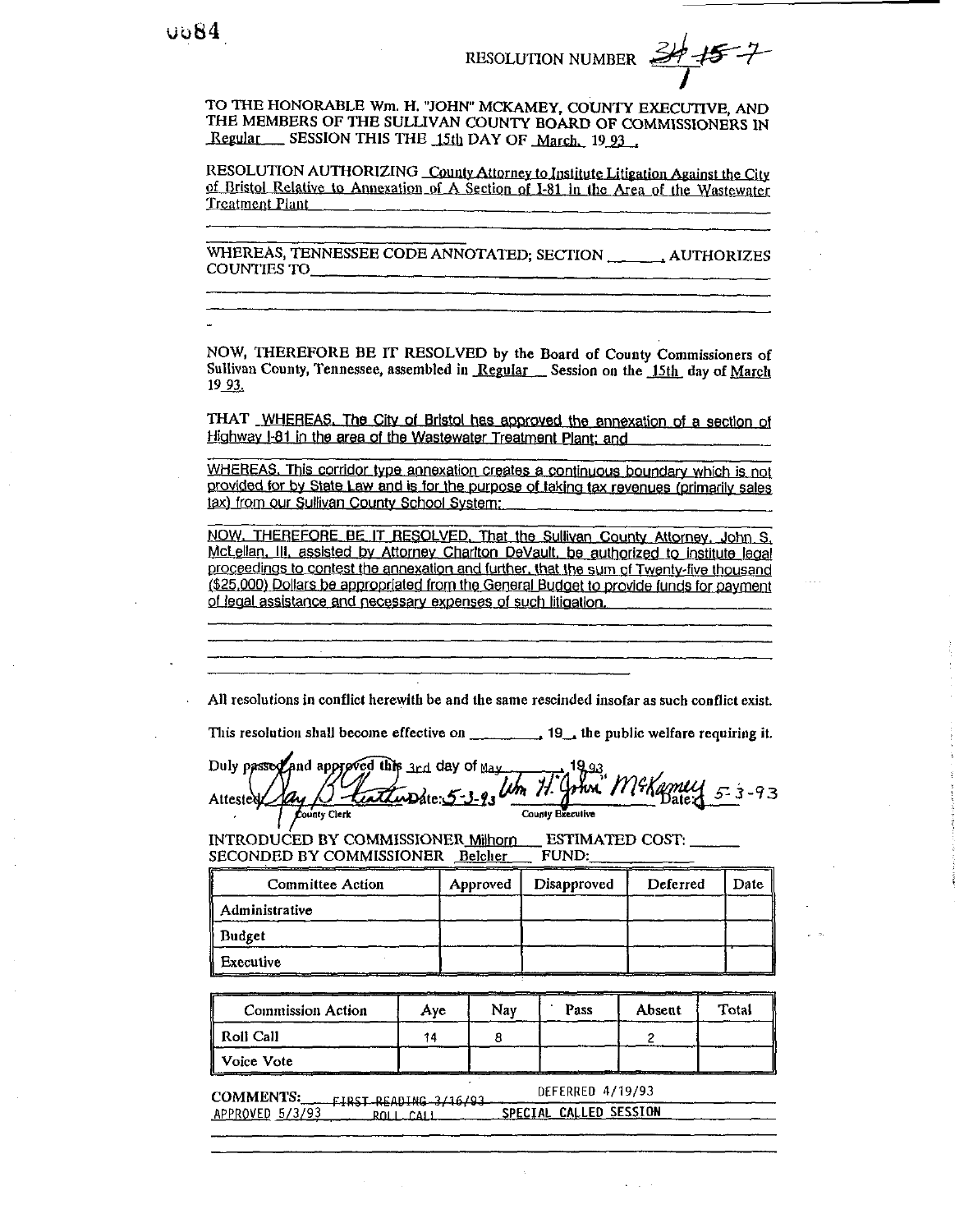RESOLUTION NUMBER 34-15-7

TO THE HONORABLE Wm. H. "JOHN" MCKAMEY, COUNTY EXECUTIVE, AND THE MEMBERS OF THE SULLIVAN COUNTY BOARD OF COMMISSIONERS IN Regular SESSION THIS THE 15th DAY OF March, 19 93 .

RESOLUTION AUTHORIZING County Attorney to Institute Litigation Against the City of Bristol Relative to Annexation of A Section of I-81 in the Area of the Wastewater Treatment Plant

WHEREAS, TENNESSEE CODE ANNOTATED; SECTION ______, AUTHORIZES COUNTIES TO ______

NOW, THEREFORE BE IT RESOLVED by the Board of County Commissioners of Sullivan County, Tennessee, assembled in Regular Session on the 15th day of March 19 93.

THAT WHEREAS, The City of Bristol has approved the annexation of a section of Highway I-81 in the area of the Wastewater Treatment Plant; and

WHEREAS, This corridor type annexation creates a continuous boundary which is not provided for by State Law and is for the purpose of taking tax revenues (primarily sales tax) from our Sullivan County School System;

NOW, THEREFORE BE IT RESOLVED, That the Sullivan County Attorney, John S. McLellan, III, assisted by Attorney Charlton DeVault, be authorized to institute legal proceedings to contest the annexation and further, that the sum of Twenty-five thousand ($25,000) Dollars be appropriated from the General Budget to provide funds for payment of legal assistance and necessary expenses of such litigation.

All resolutions in conflict herewith be and the same rescinded insofar as such conflict exist.

This resolution shall become effective on ________, 19__, the public welfare requiring it.

Duly passed and approved this 3rd day of May, 19 93

Attested: Jay B. Leatherwood Date: 5-3-93 — County Clerk

Wm. H. "John" McKamey Date: 5-3-93 — County Executive

INTRODUCED BY COMMISSIONER Milhorn ESTIMATED COST: ______
SECONDED BY COMMISSIONER Belcher FUND: ______

| Committee Action | Approved | Disapproved | Deferred | Date |
|---|---|---|---|---|
| Administrative | | | | |
| Budget | | | | |
| Executive | | | | |

| Commission Action | Aye | Nay | Pass | Absent | Total |
|---|---|---|---|---|---|
| Roll Call | 14 | 8 | | 2 | |
| Voice Vote | | | | | |

COMMENTS: ~~FIRST READING 3/16/93~~ DEFERRED 4/19/93
APPROVED 5/3/93 ROLL CALL SPECIAL CALLED SESSION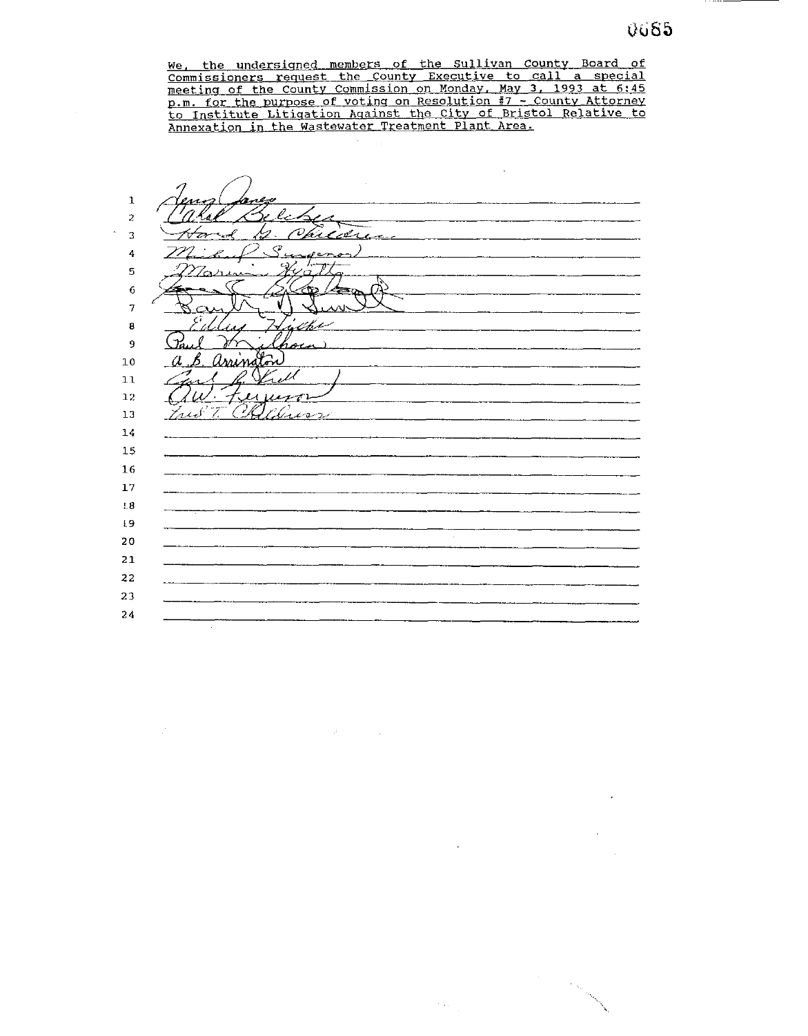We, the undersigned members of the Sullivan County Board of Commissioners request the County Executive to call a special meeting of the County Commission on Monday, May 3, 1993 at 6:45 p.m. for the purpose of voting on Resolution #7 - County Attorney to Institute Litigation Against the City of Bristol Relative to Annexation in the Wastewater Treatment Plant Area.

1. Jerry Jones
2. Ralph Belcher
3. Howard G. Childress
4. Michael Surgenor
5. Marvin Hyatt
6. [illegible signature]
7. [illegible signature]
8. Eddie Hickle
9. Paul Milhorn
10. A. B. Arrington
11. Earl G. Hull
12. O. W. Ferguson
13. Fred T. Childress
14.
15.
16.
17.
18.
19.
20.
21.
22.
23.
24.